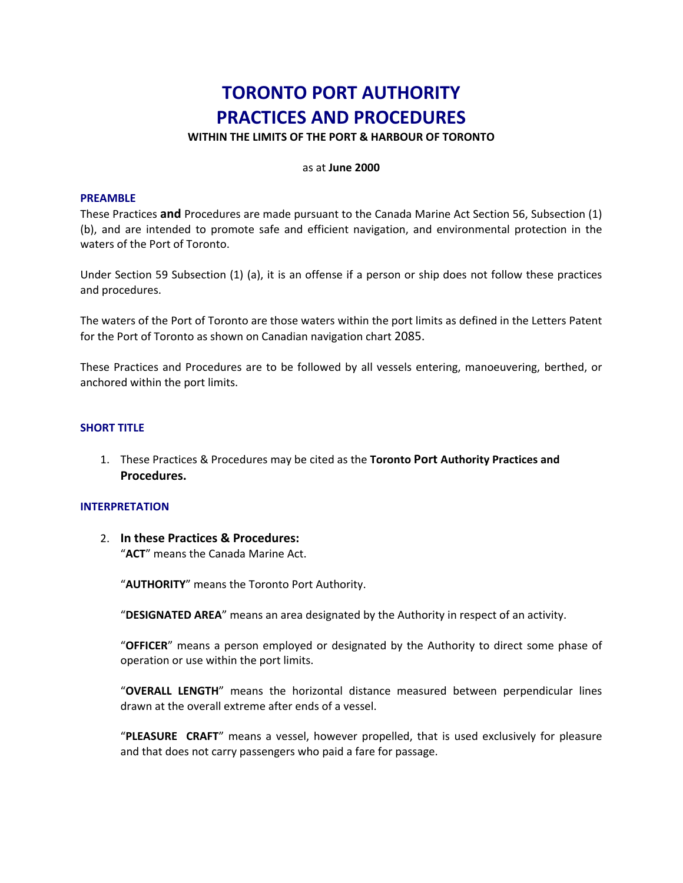# TORONTO PORT AUTHORITY
# PRACTICES AND PROCEDURES

**WITHIN THE LIMITS OF THE PORT & HARBOUR OF TORONTO**

as at **June 2000**

## PREAMBLE

These Practices **and** Procedures are made pursuant to the Canada Marine Act Section 56, Subsection (1) (b), and are intended to promote safe and efficient navigation, and environmental protection in the waters of the Port of Toronto.

Under Section 59 Subsection (1) (a), it is an offense if a person or ship does not follow these practices and procedures.

The waters of the Port of Toronto are those waters within the port limits as defined in the Letters Patent for the Port of Toronto as shown on Canadian navigation chart 2085.

These Practices and Procedures are to be followed by all vessels entering, manoeuvering, berthed, or anchored within the port limits.

## SHORT TITLE

1. These Practices & Procedures may be cited as the **Toronto Port Authority Practices and Procedures.**

## INTERPRETATION

2. **In these Practices & Procedures:**

   "**ACT**" means the Canada Marine Act.

   "**AUTHORITY**" means the Toronto Port Authority.

   "**DESIGNATED AREA**" means an area designated by the Authority in respect of an activity.

   "**OFFICER**" means a person employed or designated by the Authority to direct some phase of operation or use within the port limits.

   "**OVERALL LENGTH**" means the horizontal distance measured between perpendicular lines drawn at the overall extreme after ends of a vessel.

   "**PLEASURE CRAFT**" means a vessel, however propelled, that is used exclusively for pleasure and that does not carry passengers who paid a fare for passage.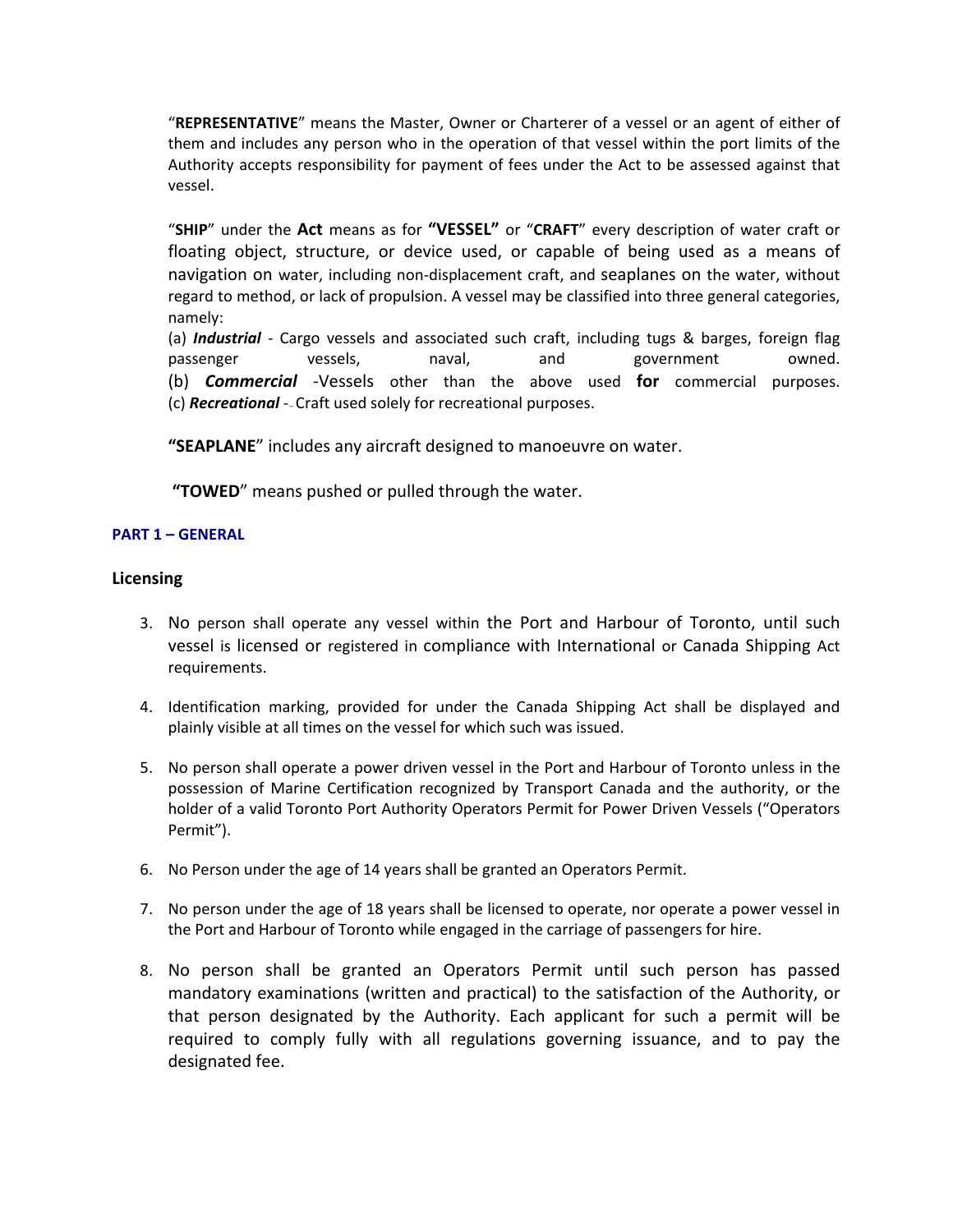"**REPRESENTATIVE**" means the Master, Owner or Charterer of a vessel or an agent of either of them and includes any person who in the operation of that vessel within the port limits of the Authority accepts responsibility for payment of fees under the Act to be assessed against that vessel.

"**SHIP**" under the **Act** means as for **"VESSEL"** or "**CRAFT**" every description of water craft or floating object, structure, or device used, or capable of being used as a means of navigation on water, including non-displacement craft, and seaplanes on the water, without regard to method, or lack of propulsion. A vessel may be classified into three general categories, namely:

(a) ***Industrial*** - Cargo vessels and associated such craft, including tugs & barges, foreign flag passenger vessels, naval, and government owned.
(b) ***Commercial*** -Vessels other than the above used **for** commercial purposes.
(c) ***Recreational*** - Craft used solely for recreational purposes.

**"SEAPLANE"** includes any aircraft designed to manoeuvre on water.

**"TOWED"** means pushed or pulled through the water.

## PART 1 – GENERAL

### Licensing

3. No person shall operate any vessel within the Port and Harbour of Toronto, until such vessel is licensed or registered in compliance with International or Canada Shipping Act requirements.

4. Identification marking, provided for under the Canada Shipping Act shall be displayed and plainly visible at all times on the vessel for which such was issued.

5. No person shall operate a power driven vessel in the Port and Harbour of Toronto unless in the possession of Marine Certification recognized by Transport Canada and the authority, or the holder of a valid Toronto Port Authority Operators Permit for Power Driven Vessels ("Operators Permit").

6. No Person under the age of 14 years shall be granted an Operators Permit.

7. No person under the age of 18 years shall be licensed to operate, nor operate a power vessel in the Port and Harbour of Toronto while engaged in the carriage of passengers for hire.

8. No person shall be granted an Operators Permit until such person has passed mandatory examinations (written and practical) to the satisfaction of the Authority, or that person designated by the Authority. Each applicant for such a permit will be required to comply fully with all regulations governing issuance, and to pay the designated fee.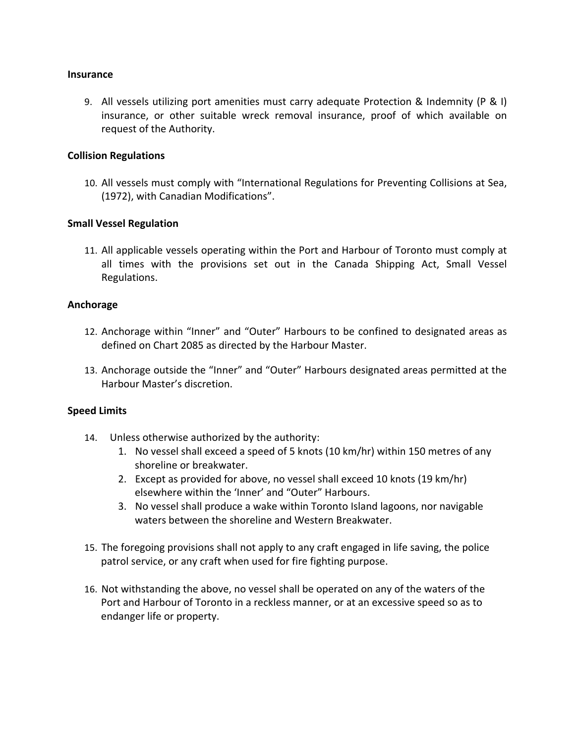**Insurance**

9. All vessels utilizing port amenities must carry adequate Protection & Indemnity (P & I) insurance, or other suitable wreck removal insurance, proof of which available on request of the Authority.

**Collision Regulations**

10. All vessels must comply with "International Regulations for Preventing Collisions at Sea, (1972), with Canadian Modifications".

**Small Vessel Regulation**

11. All applicable vessels operating within the Port and Harbour of Toronto must comply at all times with the provisions set out in the Canada Shipping Act, Small Vessel Regulations.

**Anchorage**

12. Anchorage within "Inner" and "Outer" Harbours to be confined to designated areas as defined on Chart 2085 as directed by the Harbour Master.

13. Anchorage outside the "Inner" and "Outer" Harbours designated areas permitted at the Harbour Master's discretion.

**Speed Limits**

14. Unless otherwise authorized by the authority:
    1. No vessel shall exceed a speed of 5 knots (10 km/hr) within 150 metres of any shoreline or breakwater.
    2. Except as provided for above, no vessel shall exceed 10 knots (19 km/hr) elsewhere within the 'Inner' and "Outer" Harbours.
    3. No vessel shall produce a wake within Toronto Island lagoons, nor navigable waters between the shoreline and Western Breakwater.

15. The foregoing provisions shall not apply to any craft engaged in life saving, the police patrol service, or any craft when used for fire fighting purpose.

16. Not withstanding the above, no vessel shall be operated on any of the waters of the Port and Harbour of Toronto in a reckless manner, or at an excessive speed so as to endanger life or property.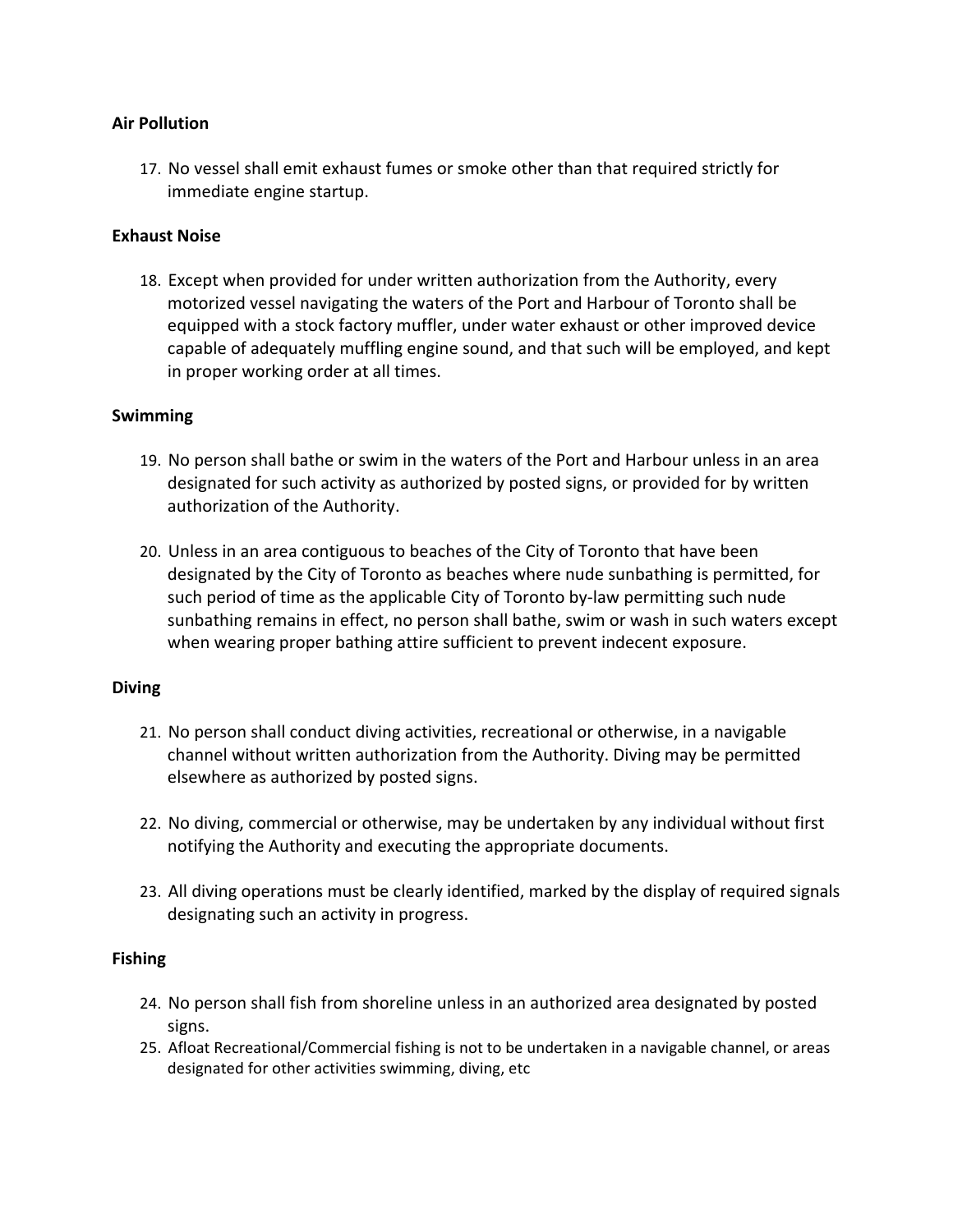**Air Pollution**

17. No vessel shall emit exhaust fumes or smoke other than that required strictly for immediate engine startup.

**Exhaust Noise**

18. Except when provided for under written authorization from the Authority, every motorized vessel navigating the waters of the Port and Harbour of Toronto shall be equipped with a stock factory muffler, under water exhaust or other improved device capable of adequately muffling engine sound, and that such will be employed, and kept in proper working order at all times.

**Swimming**

19. No person shall bathe or swim in the waters of the Port and Harbour unless in an area designated for such activity as authorized by posted signs, or provided for by written authorization of the Authority.

20. Unless in an area contiguous to beaches of the City of Toronto that have been designated by the City of Toronto as beaches where nude sunbathing is permitted, for such period of time as the applicable City of Toronto by-law permitting such nude sunbathing remains in effect, no person shall bathe, swim or wash in such waters except when wearing proper bathing attire sufficient to prevent indecent exposure.

**Diving**

21. No person shall conduct diving activities, recreational or otherwise, in a navigable channel without written authorization from the Authority. Diving may be permitted elsewhere as authorized by posted signs.

22. No diving, commercial or otherwise, may be undertaken by any individual without first notifying the Authority and executing the appropriate documents.

23. All diving operations must be clearly identified, marked by the display of required signals designating such an activity in progress.

**Fishing**

24. No person shall fish from shoreline unless in an authorized area designated by posted signs.
25. Afloat Recreational/Commercial fishing is not to be undertaken in a navigable channel, or areas designated for other activities swimming, diving, etc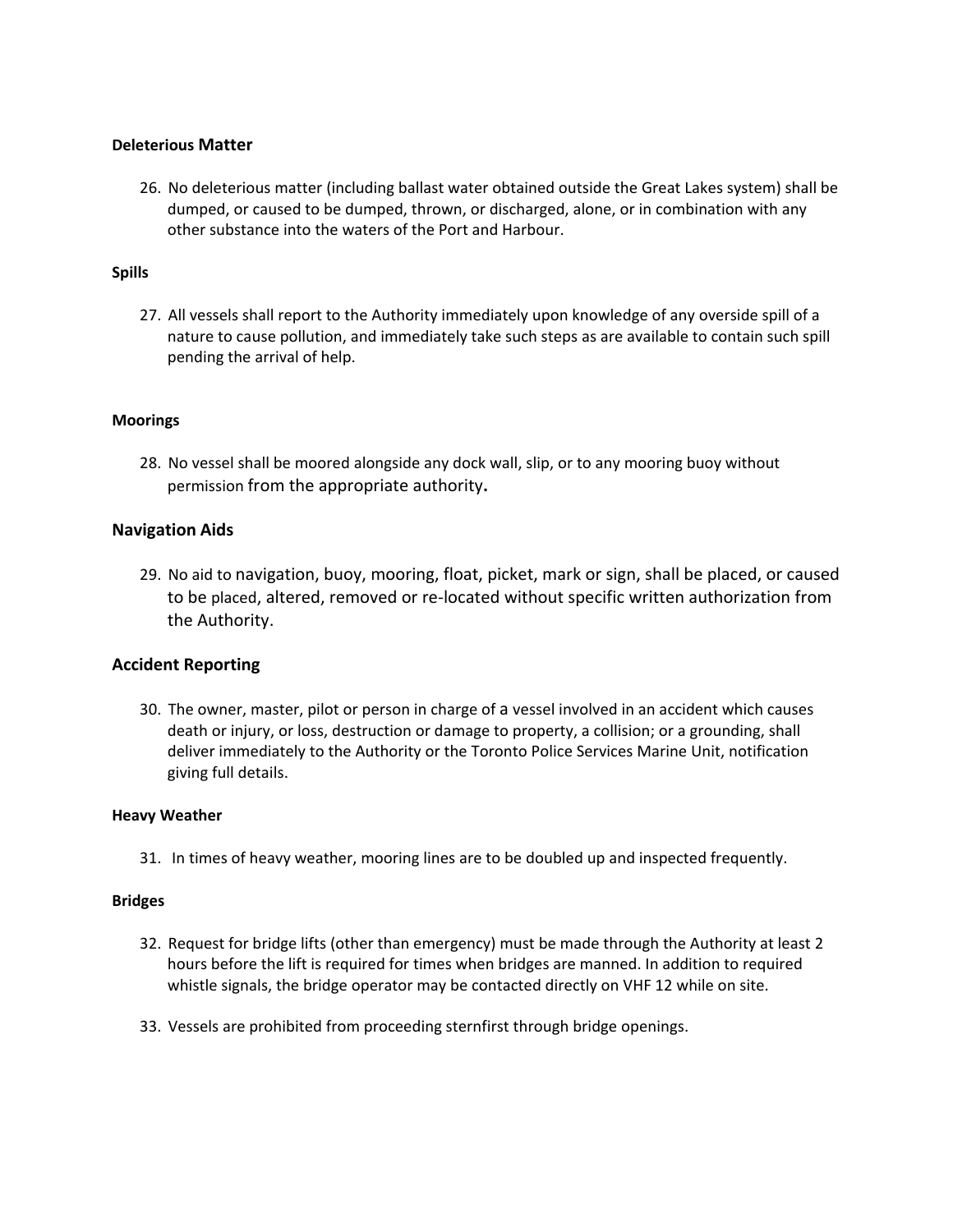**Deleterious Matter**

26. No deleterious matter (including ballast water obtained outside the Great Lakes system) shall be dumped, or caused to be dumped, thrown, or discharged, alone, or in combination with any other substance into the waters of the Port and Harbour.

**Spills**

27. All vessels shall report to the Authority immediately upon knowledge of any overside spill of a nature to cause pollution, and immediately take such steps as are available to contain such spill pending the arrival of help.

**Moorings**

28. No vessel shall be moored alongside any dock wall, slip, or to any mooring buoy without permission from the appropriate authority**.**

**Navigation Aids**

29. No aid to navigation, buoy, mooring, float, picket, mark or sign, shall be placed, or caused to be placed, altered, removed or re-located without specific written authorization from the Authority.

**Accident Reporting**

30. The owner, master, pilot or person in charge of a vessel involved in an accident which causes death or injury, or loss, destruction or damage to property, a collision; or a grounding, shall deliver immediately to the Authority or the Toronto Police Services Marine Unit, notification giving full details.

**Heavy Weather**

31. In times of heavy weather, mooring lines are to be doubled up and inspected frequently.

**Bridges**

32. Request for bridge lifts (other than emergency) must be made through the Authority at least 2 hours before the lift is required for times when bridges are manned. In addition to required whistle signals, the bridge operator may be contacted directly on VHF 12 while on site.

33. Vessels are prohibited from proceeding sternfirst through bridge openings.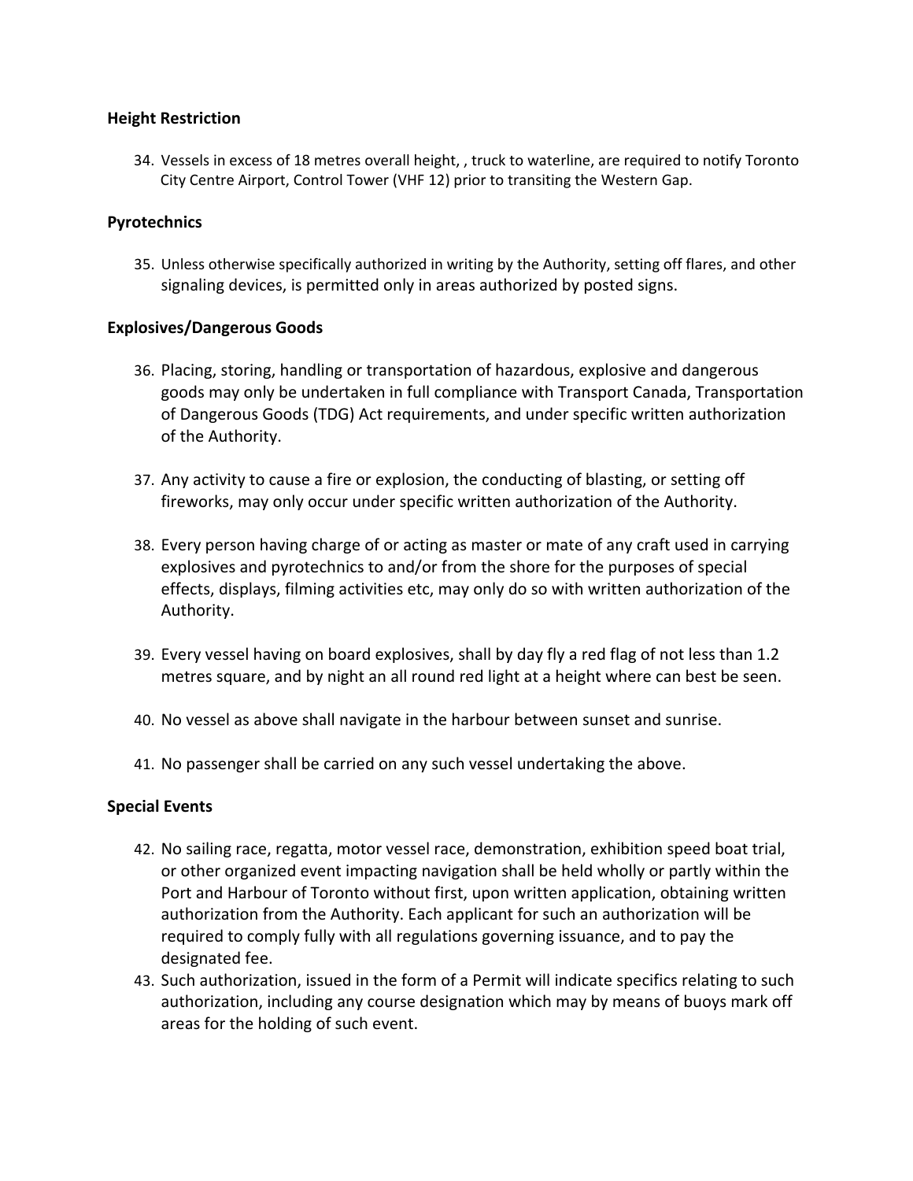**Height Restriction**

34. Vessels in excess of 18 metres overall height, , truck to waterline, are required to notify Toronto City Centre Airport, Control Tower (VHF 12) prior to transiting the Western Gap.

**Pyrotechnics**

35. Unless otherwise specifically authorized in writing by the Authority, setting off flares, and other signaling devices, is permitted only in areas authorized by posted signs.

**Explosives/Dangerous Goods**

36. Placing, storing, handling or transportation of hazardous, explosive and dangerous goods may only be undertaken in full compliance with Transport Canada, Transportation of Dangerous Goods (TDG) Act requirements, and under specific written authorization of the Authority.

37. Any activity to cause a fire or explosion, the conducting of blasting, or setting off fireworks, may only occur under specific written authorization of the Authority.

38. Every person having charge of or acting as master or mate of any craft used in carrying explosives and pyrotechnics to and/or from the shore for the purposes of special effects, displays, filming activities etc, may only do so with written authorization of the Authority.

39. Every vessel having on board explosives, shall by day fly a red flag of not less than 1.2 metres square, and by night an all round red light at a height where can best be seen.

40. No vessel as above shall navigate in the harbour between sunset and sunrise.

41. No passenger shall be carried on any such vessel undertaking the above.

**Special Events**

42. No sailing race, regatta, motor vessel race, demonstration, exhibition speed boat trial, or other organized event impacting navigation shall be held wholly or partly within the Port and Harbour of Toronto without first, upon written application, obtaining written authorization from the Authority. Each applicant for such an authorization will be required to comply fully with all regulations governing issuance, and to pay the designated fee.
43. Such authorization, issued in the form of a Permit will indicate specifics relating to such authorization, including any course designation which may by means of buoys mark off areas for the holding of such event.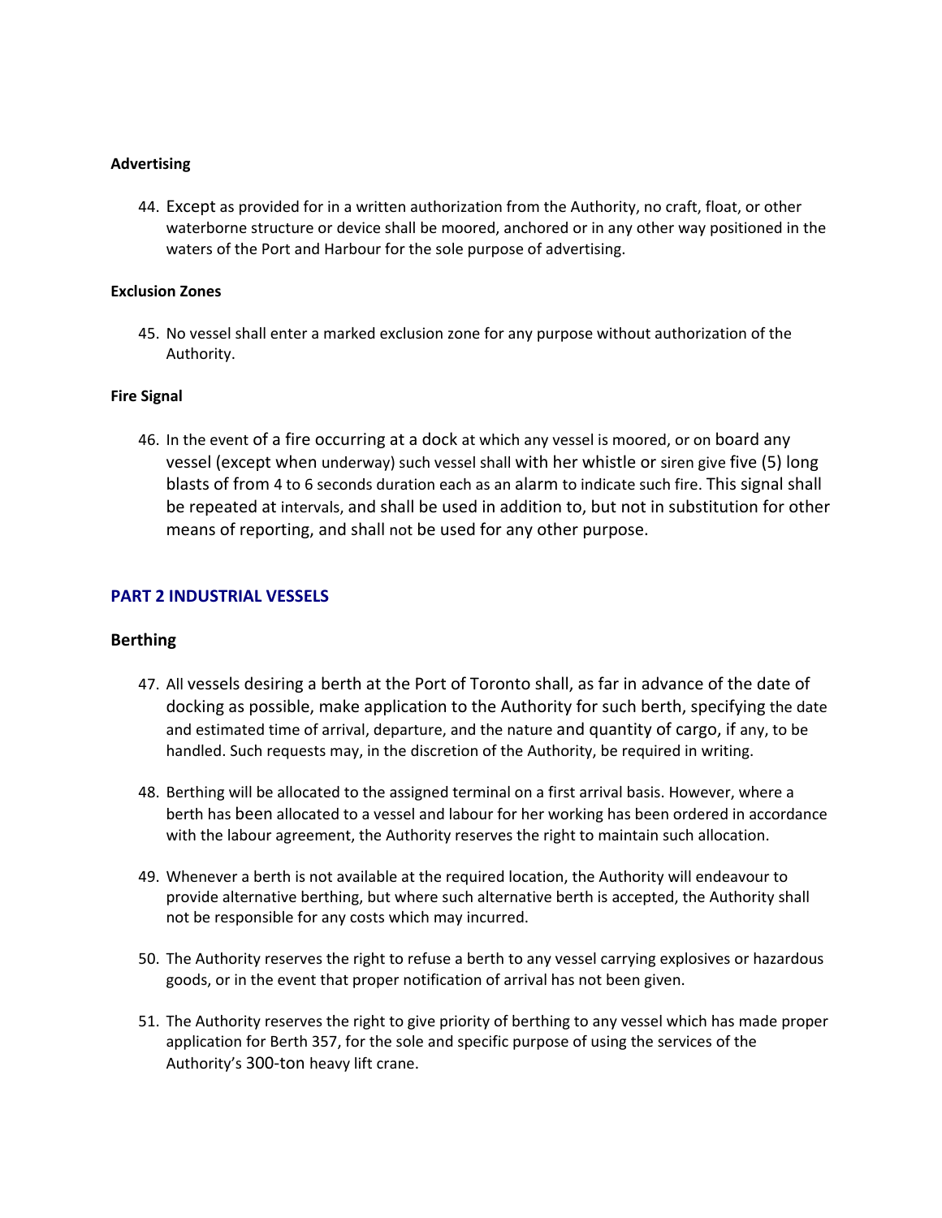**Advertising**

44. Except as provided for in a written authorization from the Authority, no craft, float, or other waterborne structure or device shall be moored, anchored or in any other way positioned in the waters of the Port and Harbour for the sole purpose of advertising.

**Exclusion Zones**

45. No vessel shall enter a marked exclusion zone for any purpose without authorization of the Authority.

**Fire Signal**

46. In the event of a fire occurring at a dock at which any vessel is moored, or on board any vessel (except when underway) such vessel shall with her whistle or siren give five (5) long blasts of from 4 to 6 seconds duration each as an alarm to indicate such fire. This signal shall be repeated at intervals, and shall be used in addition to, but not in substitution for other means of reporting, and shall not be used for any other purpose.

## PART 2 INDUSTRIAL VESSELS

### Berthing

47. All vessels desiring a berth at the Port of Toronto shall, as far in advance of the date of docking as possible, make application to the Authority for such berth, specifying the date and estimated time of arrival, departure, and the nature and quantity of cargo, if any, to be handled. Such requests may, in the discretion of the Authority, be required in writing.

48. Berthing will be allocated to the assigned terminal on a first arrival basis. However, where a berth has been allocated to a vessel and labour for her working has been ordered in accordance with the labour agreement, the Authority reserves the right to maintain such allocation.

49. Whenever a berth is not available at the required location, the Authority will endeavour to provide alternative berthing, but where such alternative berth is accepted, the Authority shall not be responsible for any costs which may incurred.

50. The Authority reserves the right to refuse a berth to any vessel carrying explosives or hazardous goods, or in the event that proper notification of arrival has not been given.

51. The Authority reserves the right to give priority of berthing to any vessel which has made proper application for Berth 357, for the sole and specific purpose of using the services of the Authority's 300-ton heavy lift crane.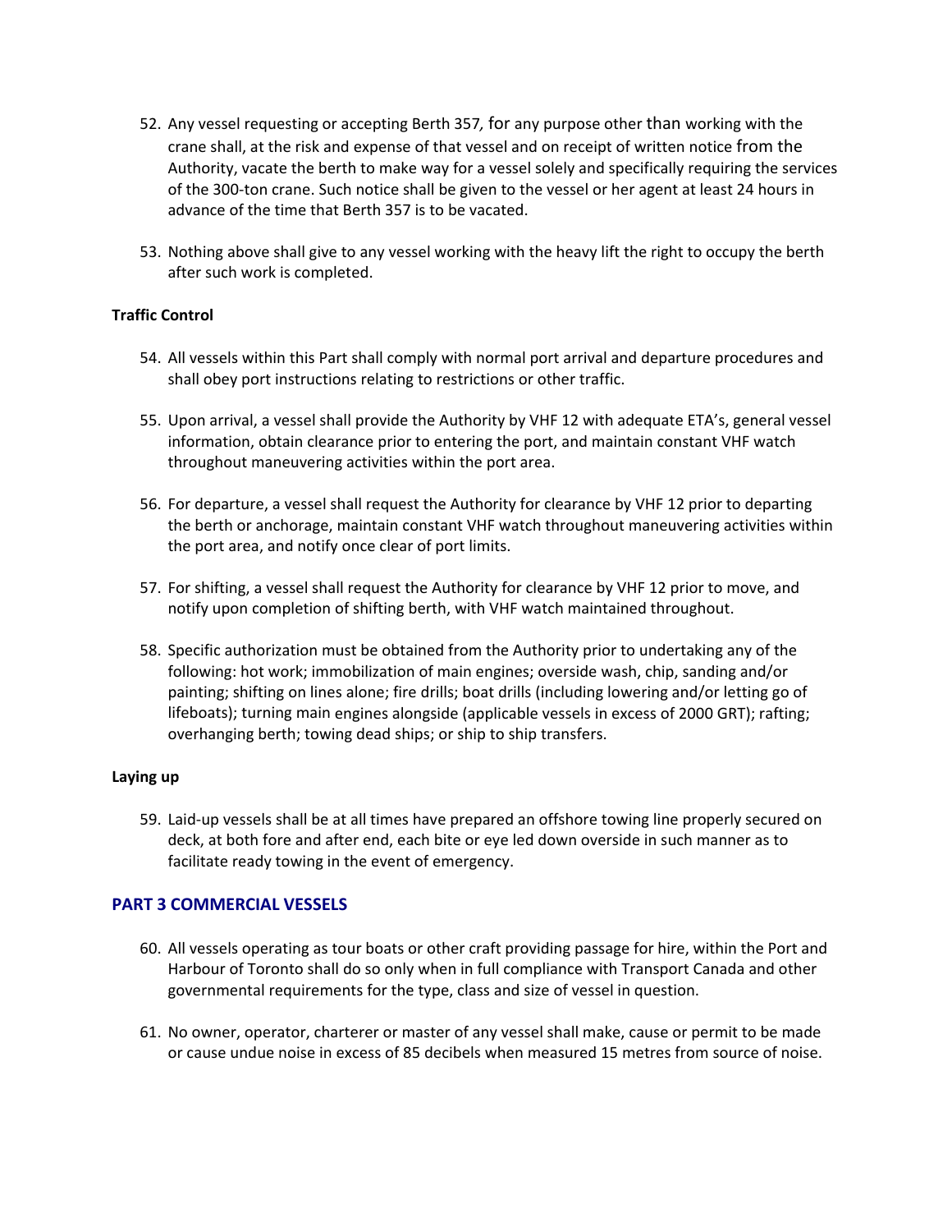52. Any vessel requesting or accepting Berth 357, for any purpose other than working with the crane shall, at the risk and expense of that vessel and on receipt of written notice from the Authority, vacate the berth to make way for a vessel solely and specifically requiring the services of the 300-ton crane. Such notice shall be given to the vessel or her agent at least 24 hours in advance of the time that Berth 357 is to be vacated.

53. Nothing above shall give to any vessel working with the heavy lift the right to occupy the berth after such work is completed.

**Traffic Control**

54. All vessels within this Part shall comply with normal port arrival and departure procedures and shall obey port instructions relating to restrictions or other traffic.

55. Upon arrival, a vessel shall provide the Authority by VHF 12 with adequate ETA's, general vessel information, obtain clearance prior to entering the port, and maintain constant VHF watch throughout maneuvering activities within the port area.

56. For departure, a vessel shall request the Authority for clearance by VHF 12 prior to departing the berth or anchorage, maintain constant VHF watch throughout maneuvering activities within the port area, and notify once clear of port limits.

57. For shifting, a vessel shall request the Authority for clearance by VHF 12 prior to move, and notify upon completion of shifting berth, with VHF watch maintained throughout.

58. Specific authorization must be obtained from the Authority prior to undertaking any of the following: hot work; immobilization of main engines; overside wash, chip, sanding and/or painting; shifting on lines alone; fire drills; boat drills (including lowering and/or letting go of lifeboats); turning main engines alongside (applicable vessels in excess of 2000 GRT); rafting; overhanging berth; towing dead ships; or ship to ship transfers.

**Laying up**

59. Laid-up vessels shall be at all times have prepared an offshore towing line properly secured on deck, at both fore and after end, each bite or eye led down overside in such manner as to facilitate ready towing in the event of emergency.

## PART 3 COMMERCIAL VESSELS

60. All vessels operating as tour boats or other craft providing passage for hire, within the Port and Harbour of Toronto shall do so only when in full compliance with Transport Canada and other governmental requirements for the type, class and size of vessel in question.

61. No owner, operator, charterer or master of any vessel shall make, cause or permit to be made or cause undue noise in excess of 85 decibels when measured 15 metres from source of noise.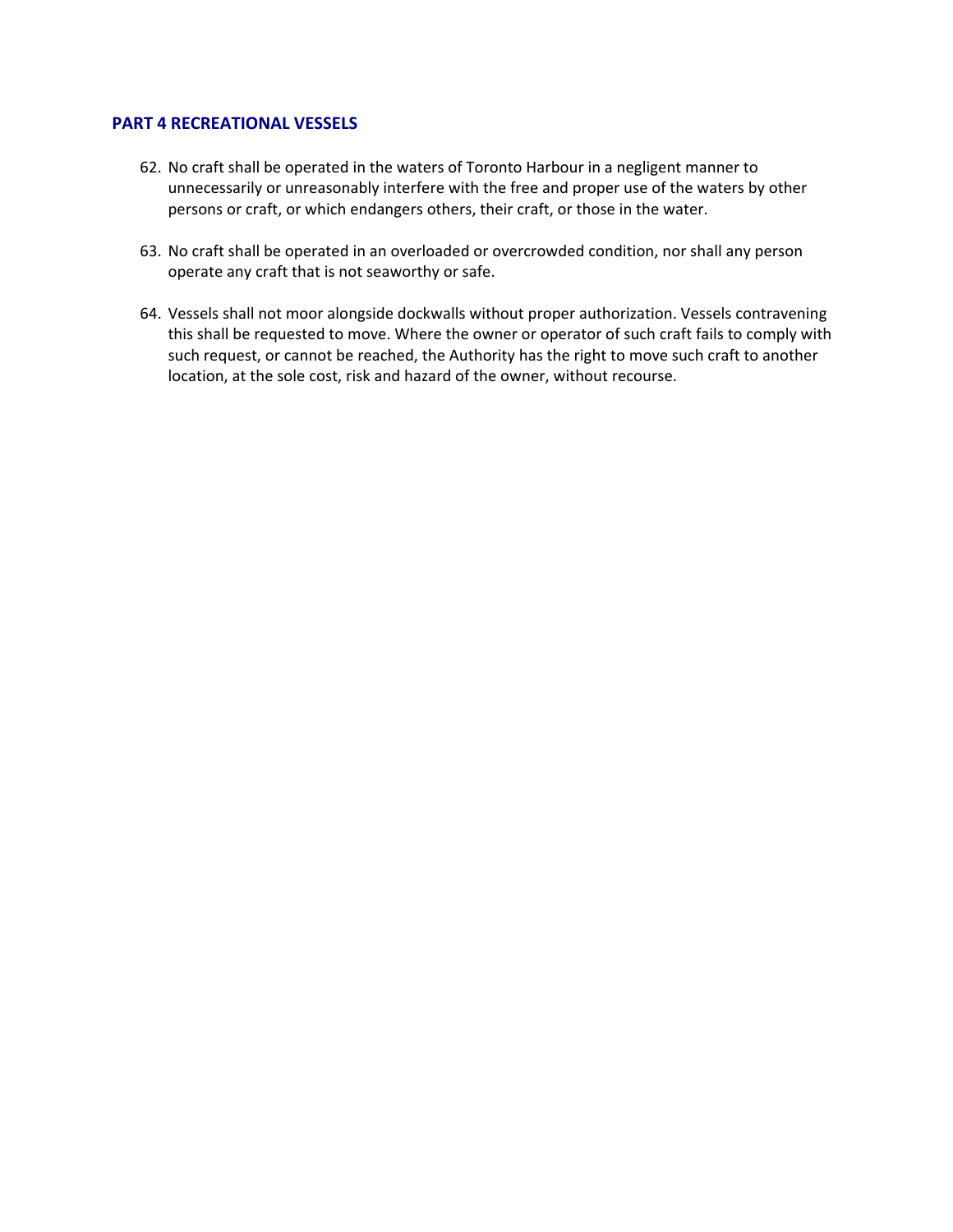## PART 4 RECREATIONAL VESSELS

62. No craft shall be operated in the waters of Toronto Harbour in a negligent manner to unnecessarily or unreasonably interfere with the free and proper use of the waters by other persons or craft, or which endangers others, their craft, or those in the water.

63. No craft shall be operated in an overloaded or overcrowded condition, nor shall any person operate any craft that is not seaworthy or safe.

64. Vessels shall not moor alongside dockwalls without proper authorization. Vessels contravening this shall be requested to move. Where the owner or operator of such craft fails to comply with such request, or cannot be reached, the Authority has the right to move such craft to another location, at the sole cost, risk and hazard of the owner, without recourse.